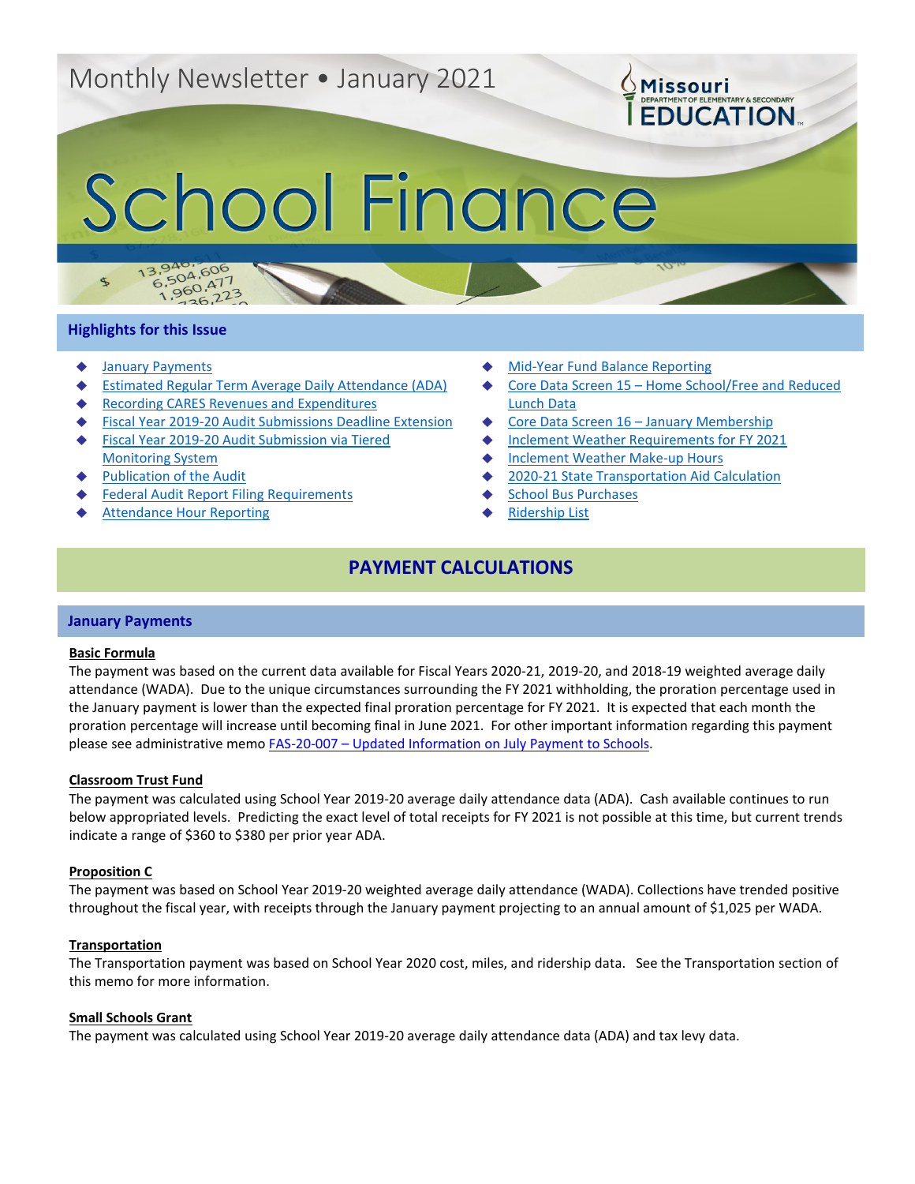Monthly Newsletter • January 2021

Missouri Department of Elementary & Secondary Education

# School Finance

## Highlights for this Issue

- January Payments
- Estimated Regular Term Average Daily Attendance (ADA)
- Recording CARES Revenues and Expenditures
- Fiscal Year 2019-20 Audit Submissions Deadline Extension
- Fiscal Year 2019-20 Audit Submission via Tiered Monitoring System
- Publication of the Audit
- Federal Audit Report Filing Requirements
- Attendance Hour Reporting
- Mid-Year Fund Balance Reporting
- Core Data Screen 15 – Home School/Free and Reduced Lunch Data
- Core Data Screen 16 – January Membership
- Inclement Weather Requirements for FY 2021
- Inclement Weather Make-up Hours
- 2020-21 State Transportation Aid Calculation
- School Bus Purchases
- Ridership List

## PAYMENT CALCULATIONS

### January Payments

**Basic Formula**

The payment was based on the current data available for Fiscal Years 2020-21, 2019-20, and 2018-19 weighted average daily attendance (WADA). Due to the unique circumstances surrounding the FY 2021 withholding, the proration percentage used in the January payment is lower than the expected final proration percentage for FY 2021. It is expected that each month the proration percentage will increase until becoming final in June 2021. For other important information regarding this payment please see administrative memo FAS-20-007 – Updated Information on July Payment to Schools.

**Classroom Trust Fund**

The payment was calculated using School Year 2019-20 average daily attendance data (ADA). Cash available continues to run below appropriated levels. Predicting the exact level of total receipts for FY 2021 is not possible at this time, but current trends indicate a range of $360 to $380 per prior year ADA.

**Proposition C**

The payment was based on School Year 2019-20 weighted average daily attendance (WADA). Collections have trended positive throughout the fiscal year, with receipts through the January payment projecting to an annual amount of $1,025 per WADA.

**Transportation**

The Transportation payment was based on School Year 2020 cost, miles, and ridership data. See the Transportation section of this memo for more information.

**Small Schools Grant**

The payment was calculated using School Year 2019-20 average daily attendance data (ADA) and tax levy data.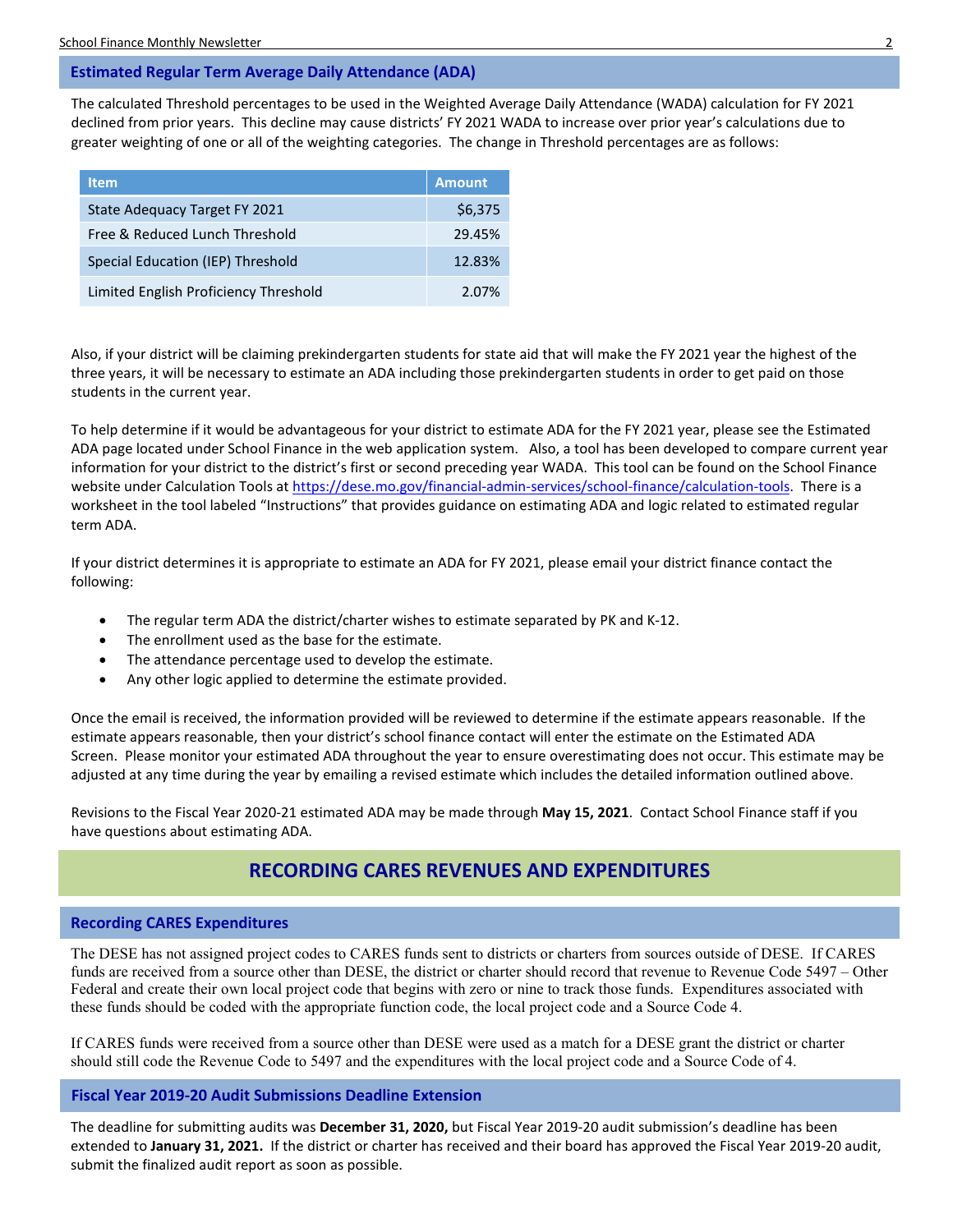## Estimated Regular Term Average Daily Attendance (ADA)

The calculated Threshold percentages to be used in the Weighted Average Daily Attendance (WADA) calculation for FY 2021 declined from prior years. This decline may cause districts' FY 2021 WADA to increase over prior year's calculations due to greater weighting of one or all of the weighting categories. The change in Threshold percentages are as follows:

| Item | Amount |
|---|---|
| State Adequacy Target FY 2021 | $6,375 |
| Free & Reduced Lunch Threshold | 29.45% |
| Special Education (IEP) Threshold | 12.83% |
| Limited English Proficiency Threshold | 2.07% |

Also, if your district will be claiming prekindergarten students for state aid that will make the FY 2021 year the highest of the three years, it will be necessary to estimate an ADA including those prekindergarten students in order to get paid on those students in the current year.

To help determine if it would be advantageous for your district to estimate ADA for the FY 2021 year, please see the Estimated ADA page located under School Finance in the web application system. Also, a tool has been developed to compare current year information for your district to the district's first or second preceding year WADA. This tool can be found on the School Finance website under Calculation Tools at https://dese.mo.gov/financial-admin-services/school-finance/calculation-tools. There is a worksheet in the tool labeled "Instructions" that provides guidance on estimating ADA and logic related to estimated regular term ADA.

If your district determines it is appropriate to estimate an ADA for FY 2021, please email your district finance contact the following:

- The regular term ADA the district/charter wishes to estimate separated by PK and K-12.
- The enrollment used as the base for the estimate.
- The attendance percentage used to develop the estimate.
- Any other logic applied to determine the estimate provided.

Once the email is received, the information provided will be reviewed to determine if the estimate appears reasonable. If the estimate appears reasonable, then your district's school finance contact will enter the estimate on the Estimated ADA Screen. Please monitor your estimated ADA throughout the year to ensure overestimating does not occur. This estimate may be adjusted at any time during the year by emailing a revised estimate which includes the detailed information outlined above.

Revisions to the Fiscal Year 2020-21 estimated ADA may be made through **May 15, 2021**. Contact School Finance staff if you have questions about estimating ADA.

# RECORDING CARES REVENUES AND EXPENDITURES

## Recording CARES Expenditures

The DESE has not assigned project codes to CARES funds sent to districts or charters from sources outside of DESE. If CARES funds are received from a source other than DESE, the district or charter should record that revenue to Revenue Code 5497 – Other Federal and create their own local project code that begins with zero or nine to track those funds. Expenditures associated with these funds should be coded with the appropriate function code, the local project code and a Source Code 4.

If CARES funds were received from a source other than DESE were used as a match for a DESE grant the district or charter should still code the Revenue Code to 5497 and the expenditures with the local project code and a Source Code of 4.

## Fiscal Year 2019-20 Audit Submissions Deadline Extension

The deadline for submitting audits was **December 31, 2020,** but Fiscal Year 2019-20 audit submission's deadline has been extended to **January 31, 2021.** If the district or charter has received and their board has approved the Fiscal Year 2019-20 audit, submit the finalized audit report as soon as possible.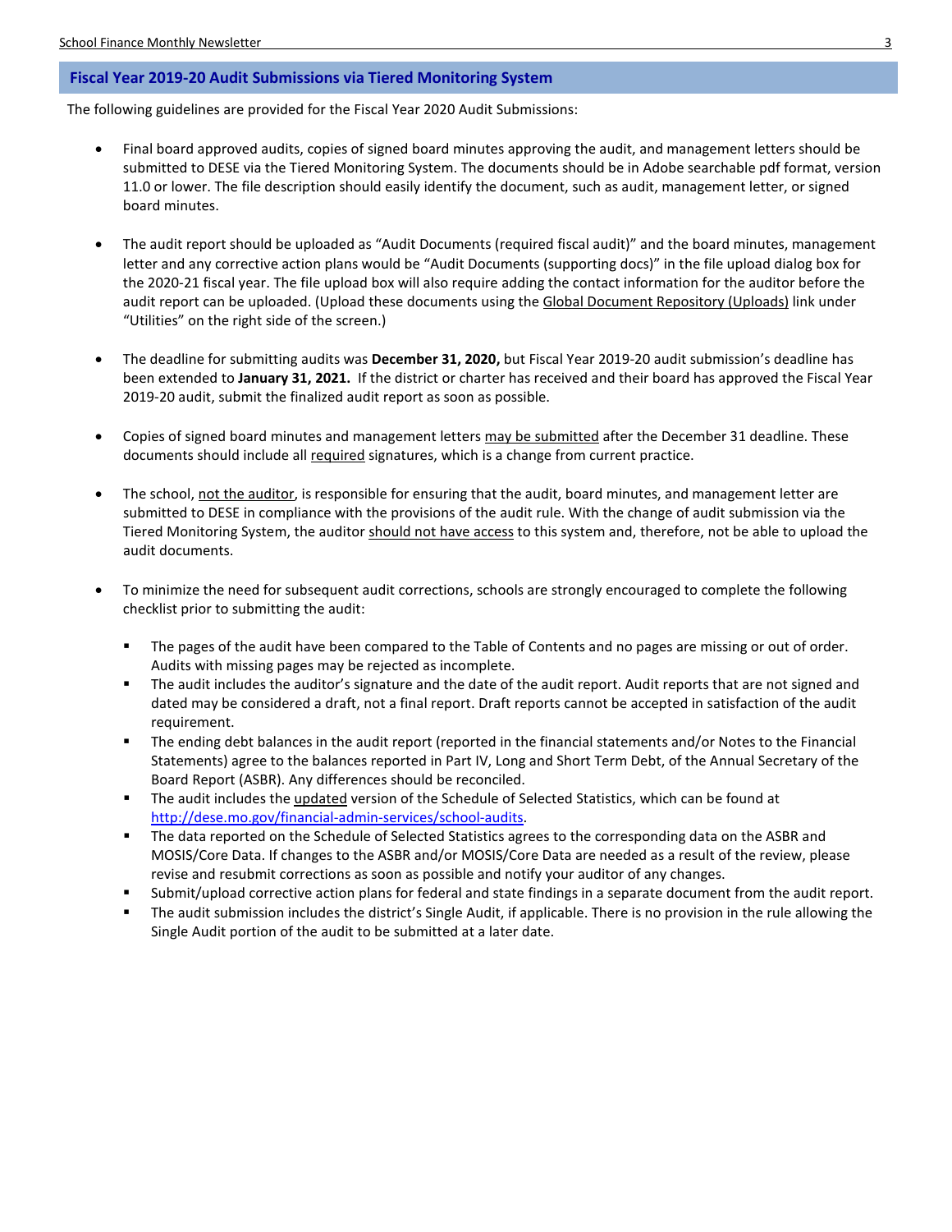## Fiscal Year 2019-20 Audit Submissions via Tiered Monitoring System

The following guidelines are provided for the Fiscal Year 2020 Audit Submissions:

- Final board approved audits, copies of signed board minutes approving the audit, and management letters should be submitted to DESE via the Tiered Monitoring System. The documents should be in Adobe searchable pdf format, version 11.0 or lower. The file description should easily identify the document, such as audit, management letter, or signed board minutes.

- The audit report should be uploaded as "Audit Documents (required fiscal audit)" and the board minutes, management letter and any corrective action plans would be "Audit Documents (supporting docs)" in the file upload dialog box for the 2020-21 fiscal year. The file upload box will also require adding the contact information for the auditor before the audit report can be uploaded. (Upload these documents using the Global Document Repository (Uploads) link under "Utilities" on the right side of the screen.)

- The deadline for submitting audits was **December 31, 2020,** but Fiscal Year 2019-20 audit submission's deadline has been extended to **January 31, 2021.** If the district or charter has received and their board has approved the Fiscal Year 2019-20 audit, submit the finalized audit report as soon as possible.

- Copies of signed board minutes and management letters may be submitted after the December 31 deadline. These documents should include all required signatures, which is a change from current practice.

- The school, not the auditor, is responsible for ensuring that the audit, board minutes, and management letter are submitted to DESE in compliance with the provisions of the audit rule. With the change of audit submission via the Tiered Monitoring System, the auditor should not have access to this system and, therefore, not be able to upload the audit documents.

- To minimize the need for subsequent audit corrections, schools are strongly encouraged to complete the following checklist prior to submitting the audit:

  - The pages of the audit have been compared to the Table of Contents and no pages are missing or out of order. Audits with missing pages may be rejected as incomplete.
  - The audit includes the auditor's signature and the date of the audit report. Audit reports that are not signed and dated may be considered a draft, not a final report. Draft reports cannot be accepted in satisfaction of the audit requirement.
  - The ending debt balances in the audit report (reported in the financial statements and/or Notes to the Financial Statements) agree to the balances reported in Part IV, Long and Short Term Debt, of the Annual Secretary of the Board Report (ASBR). Any differences should be reconciled.
  - The audit includes the updated version of the Schedule of Selected Statistics, which can be found at http://dese.mo.gov/financial-admin-services/school-audits.
  - The data reported on the Schedule of Selected Statistics agrees to the corresponding data on the ASBR and MOSIS/Core Data. If changes to the ASBR and/or MOSIS/Core Data are needed as a result of the review, please revise and resubmit corrections as soon as possible and notify your auditor of any changes.
  - Submit/upload corrective action plans for federal and state findings in a separate document from the audit report.
  - The audit submission includes the district's Single Audit, if applicable. There is no provision in the rule allowing the Single Audit portion of the audit to be submitted at a later date.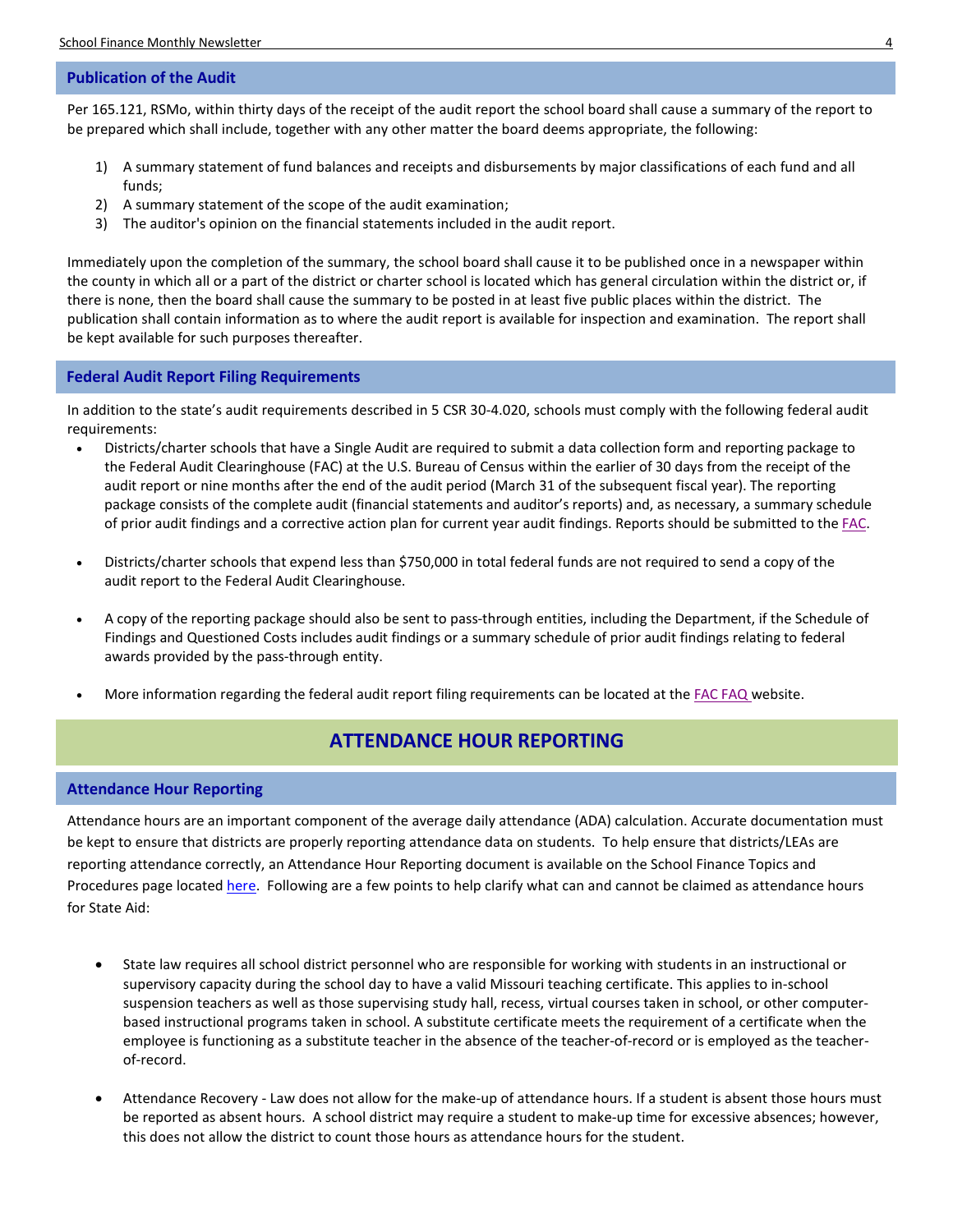## Publication of the Audit

Per 165.121, RSMo, within thirty days of the receipt of the audit report the school board shall cause a summary of the report to be prepared which shall include, together with any other matter the board deems appropriate, the following:

1) A summary statement of fund balances and receipts and disbursements by major classifications of each fund and all funds;
2) A summary statement of the scope of the audit examination;
3) The auditor's opinion on the financial statements included in the audit report.

Immediately upon the completion of the summary, the school board shall cause it to be published once in a newspaper within the county in which all or a part of the district or charter school is located which has general circulation within the district or, if there is none, then the board shall cause the summary to be posted in at least five public places within the district. The publication shall contain information as to where the audit report is available for inspection and examination. The report shall be kept available for such purposes thereafter.

## Federal Audit Report Filing Requirements

In addition to the state's audit requirements described in 5 CSR 30-4.020, schools must comply with the following federal audit requirements:

- Districts/charter schools that have a Single Audit are required to submit a data collection form and reporting package to the Federal Audit Clearinghouse (FAC) at the U.S. Bureau of Census within the earlier of 30 days from the receipt of the audit report or nine months after the end of the audit period (March 31 of the subsequent fiscal year). The reporting package consists of the complete audit (financial statements and auditor's reports) and, as necessary, a summary schedule of prior audit findings and a corrective action plan for current year audit findings. Reports should be submitted to the FAC.

- Districts/charter schools that expend less than $750,000 in total federal funds are not required to send a copy of the audit report to the Federal Audit Clearinghouse.

- A copy of the reporting package should also be sent to pass-through entities, including the Department, if the Schedule of Findings and Questioned Costs includes audit findings or a summary schedule of prior audit findings relating to federal awards provided by the pass-through entity.

- More information regarding the federal audit report filing requirements can be located at the FAC FAQ website.

# ATTENDANCE HOUR REPORTING

## Attendance Hour Reporting

Attendance hours are an important component of the average daily attendance (ADA) calculation. Accurate documentation must be kept to ensure that districts are properly reporting attendance data on students. To help ensure that districts/LEAs are reporting attendance correctly, an Attendance Hour Reporting document is available on the School Finance Topics and Procedures page located here. Following are a few points to help clarify what can and cannot be claimed as attendance hours for State Aid:

- State law requires all school district personnel who are responsible for working with students in an instructional or supervisory capacity during the school day to have a valid Missouri teaching certificate. This applies to in-school suspension teachers as well as those supervising study hall, recess, virtual courses taken in school, or other computer-based instructional programs taken in school. A substitute certificate meets the requirement of a certificate when the employee is functioning as a substitute teacher in the absence of the teacher-of-record or is employed as the teacher-of-record.

- Attendance Recovery - Law does not allow for the make-up of attendance hours. If a student is absent those hours must be reported as absent hours. A school district may require a student to make-up time for excessive absences; however, this does not allow the district to count those hours as attendance hours for the student.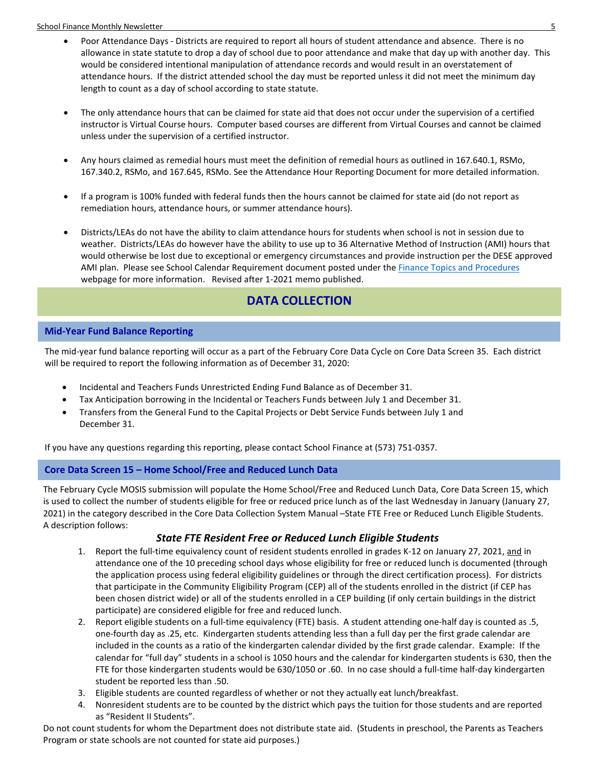- Poor Attendance Days - Districts are required to report all hours of student attendance and absence. There is no allowance in state statute to drop a day of school due to poor attendance and make that day up with another day. This would be considered intentional manipulation of attendance records and would result in an overstatement of attendance hours. If the district attended school the day must be reported unless it did not meet the minimum day length to count as a day of school according to state statute.

- The only attendance hours that can be claimed for state aid that does not occur under the supervision of a certified instructor is Virtual Course hours. Computer based courses are different from Virtual Courses and cannot be claimed unless under the supervision of a certified instructor.

- Any hours claimed as remedial hours must meet the definition of remedial hours as outlined in 167.640.1, RSMo, 167.340.2, RSMo, and 167.645, RSMo. See the Attendance Hour Reporting Document for more detailed information.

- If a program is 100% funded with federal funds then the hours cannot be claimed for state aid (do not report as remediation hours, attendance hours, or summer attendance hours).

- Districts/LEAs do not have the ability to claim attendance hours for students when school is not in session due to weather. Districts/LEAs do however have the ability to use up to 36 Alternative Method of Instruction (AMI) hours that would otherwise be lost due to exceptional or emergency circumstances and provide instruction per the DESE approved AMI plan. Please see School Calendar Requirement document posted under the Finance Topics and Procedures webpage for more information. Revised after 1-2021 memo published.

# DATA COLLECTION

## Mid-Year Fund Balance Reporting

The mid-year fund balance reporting will occur as a part of the February Core Data Cycle on Core Data Screen 35. Each district will be required to report the following information as of December 31, 2020:

- Incidental and Teachers Funds Unrestricted Ending Fund Balance as of December 31.
- Tax Anticipation borrowing in the Incidental or Teachers Funds between July 1 and December 31.
- Transfers from the General Fund to the Capital Projects or Debt Service Funds between July 1 and December 31.

If you have any questions regarding this reporting, please contact School Finance at (573) 751-0357.

## Core Data Screen 15 – Home School/Free and Reduced Lunch Data

The February Cycle MOSIS submission will populate the Home School/Free and Reduced Lunch Data, Core Data Screen 15, which is used to collect the number of students eligible for free or reduced price lunch as of the last Wednesday in January (January 27, 2021) in the category described in the Core Data Collection System Manual –State FTE Free or Reduced Lunch Eligible Students. A description follows:

### *State FTE Resident Free or Reduced Lunch Eligible Students*

1. Report the full-time equivalency count of resident students enrolled in grades K-12 on January 27, 2021, and in attendance one of the 10 preceding school days whose eligibility for free or reduced lunch is documented (through the application process using federal eligibility guidelines or through the direct certification process). For districts that participate in the Community Eligibility Program (CEP) all of the students enrolled in the district (if CEP has been chosen district wide) or all of the students enrolled in a CEP building (if only certain buildings in the district participate) are considered eligible for free and reduced lunch.
2. Report eligible students on a full-time equivalency (FTE) basis. A student attending one-half day is counted as .5, one-fourth day as .25, etc. Kindergarten students attending less than a full day per the first grade calendar are included in the counts as a ratio of the kindergarten calendar divided by the first grade calendar. Example: If the calendar for "full day" students in a school is 1050 hours and the calendar for kindergarten students is 630, then the FTE for those kindergarten students would be 630/1050 or .60. In no case should a full-time half-day kindergarten student be reported less than .50.
3. Eligible students are counted regardless of whether or not they actually eat lunch/breakfast.
4. Nonresident students are to be counted by the district which pays the tuition for those students and are reported as "Resident II Students".

Do not count students for whom the Department does not distribute state aid. (Students in preschool, the Parents as Teachers Program or state schools are not counted for state aid purposes.)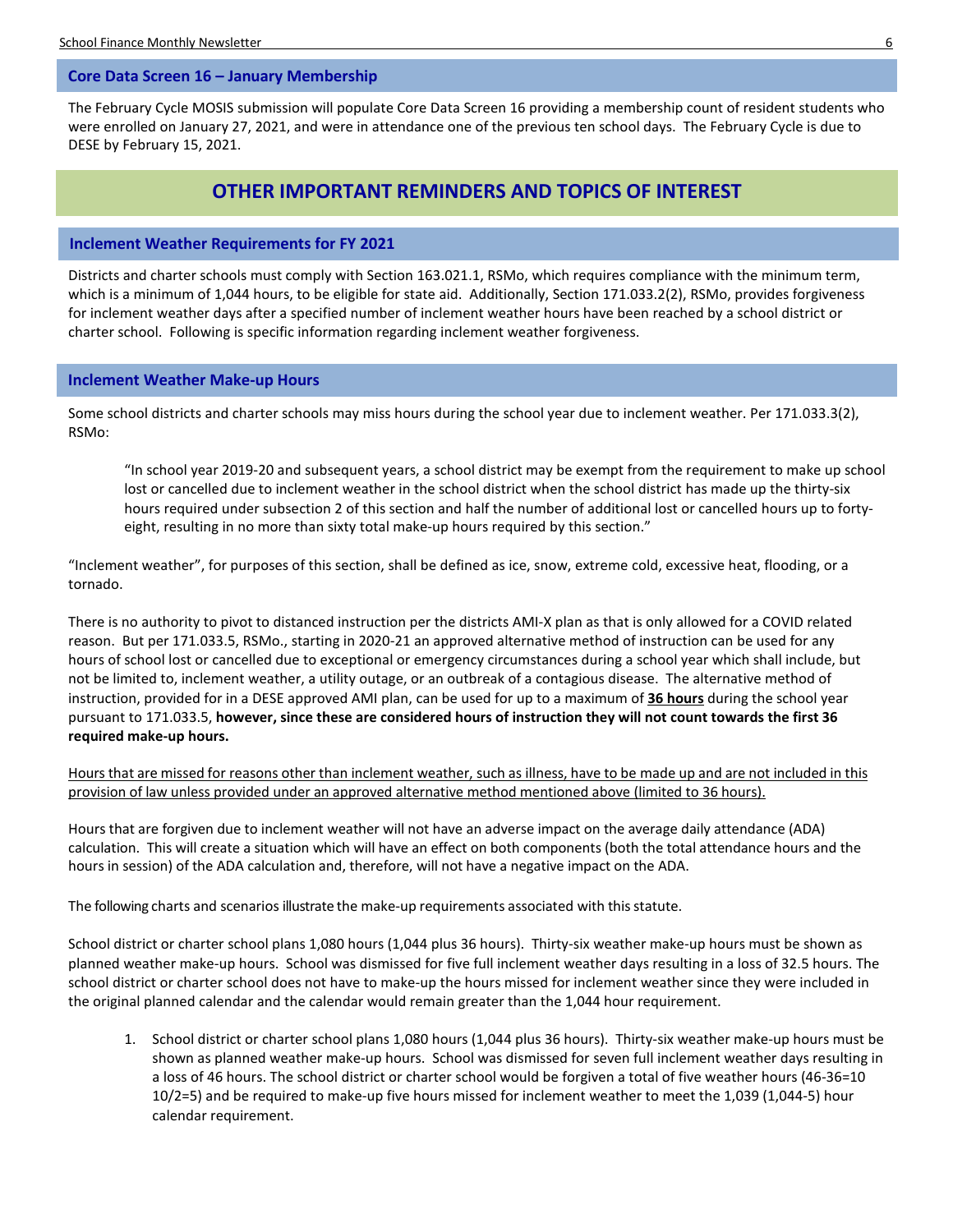### Core Data Screen 16 – January Membership

The February Cycle MOSIS submission will populate Core Data Screen 16 providing a membership count of resident students who were enrolled on January 27, 2021, and were in attendance one of the previous ten school days. The February Cycle is due to DESE by February 15, 2021.

## OTHER IMPORTANT REMINDERS AND TOPICS OF INTEREST

### Inclement Weather Requirements for FY 2021

Districts and charter schools must comply with Section 163.021.1, RSMo, which requires compliance with the minimum term, which is a minimum of 1,044 hours, to be eligible for state aid. Additionally, Section 171.033.2(2), RSMo, provides forgiveness for inclement weather days after a specified number of inclement weather hours have been reached by a school district or charter school. Following is specific information regarding inclement weather forgiveness.

### Inclement Weather Make-up Hours

Some school districts and charter schools may miss hours during the school year due to inclement weather. Per 171.033.3(2), RSMo:

> "In school year 2019-20 and subsequent years, a school district may be exempt from the requirement to make up school lost or cancelled due to inclement weather in the school district when the school district has made up the thirty-six hours required under subsection 2 of this section and half the number of additional lost or cancelled hours up to forty-eight, resulting in no more than sixty total make-up hours required by this section."

"Inclement weather", for purposes of this section, shall be defined as ice, snow, extreme cold, excessive heat, flooding, or a tornado.

There is no authority to pivot to distanced instruction per the districts AMI-X plan as that is only allowed for a COVID related reason. But per 171.033.5, RSMo., starting in 2020-21 an approved alternative method of instruction can be used for any hours of school lost or cancelled due to exceptional or emergency circumstances during a school year which shall include, but not be limited to, inclement weather, a utility outage, or an outbreak of a contagious disease. The alternative method of instruction, provided for in a DESE approved AMI plan, can be used for up to a maximum of **36 hours** during the school year pursuant to 171.033.5, **however, since these are considered hours of instruction they will not count towards the first 36 required make-up hours.**

Hours that are missed for reasons other than inclement weather, such as illness, have to be made up and are not included in this provision of law unless provided under an approved alternative method mentioned above (limited to 36 hours).

Hours that are forgiven due to inclement weather will not have an adverse impact on the average daily attendance (ADA) calculation. This will create a situation which will have an effect on both components (both the total attendance hours and the hours in session) of the ADA calculation and, therefore, will not have a negative impact on the ADA.

The following charts and scenarios illustrate the make-up requirements associated with this statute.

School district or charter school plans 1,080 hours (1,044 plus 36 hours). Thirty-six weather make-up hours must be shown as planned weather make-up hours. School was dismissed for five full inclement weather days resulting in a loss of 32.5 hours. The school district or charter school does not have to make-up the hours missed for inclement weather since they were included in the original planned calendar and the calendar would remain greater than the 1,044 hour requirement.

1. School district or charter school plans 1,080 hours (1,044 plus 36 hours). Thirty-six weather make-up hours must be shown as planned weather make-up hours. School was dismissed for seven full inclement weather days resulting in a loss of 46 hours. The school district or charter school would be forgiven a total of five weather hours (46-36=10 10/2=5) and be required to make-up five hours missed for inclement weather to meet the 1,039 (1,044-5) hour calendar requirement.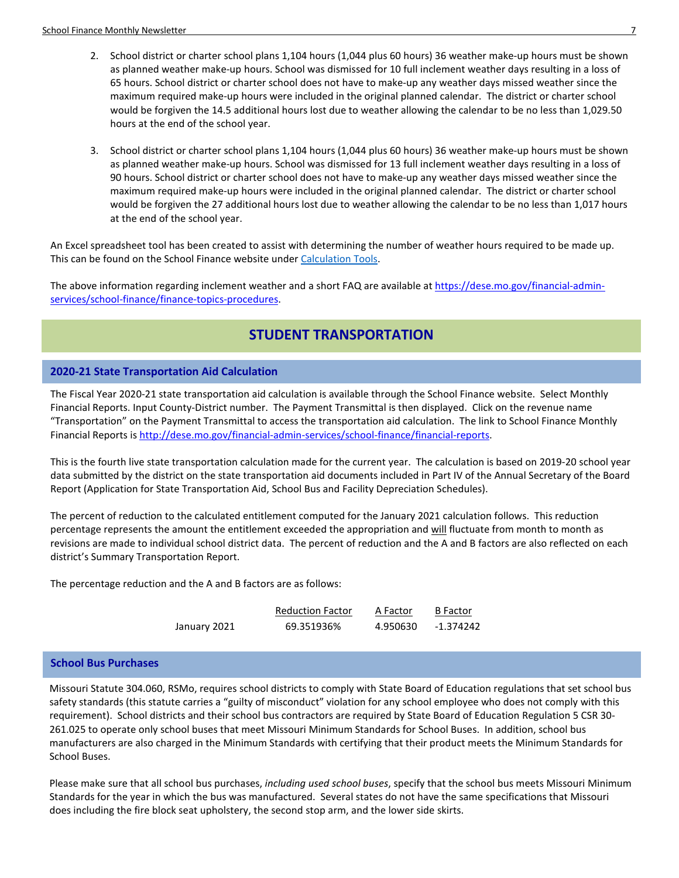2. School district or charter school plans 1,104 hours (1,044 plus 60 hours) 36 weather make-up hours must be shown as planned weather make-up hours. School was dismissed for 10 full inclement weather days resulting in a loss of 65 hours. School district or charter school does not have to make-up any weather days missed weather since the maximum required make-up hours were included in the original planned calendar. The district or charter school would be forgiven the 14.5 additional hours lost due to weather allowing the calendar to be no less than 1,029.50 hours at the end of the school year.

3. School district or charter school plans 1,104 hours (1,044 plus 60 hours) 36 weather make-up hours must be shown as planned weather make-up hours. School was dismissed for 13 full inclement weather days resulting in a loss of 90 hours. School district or charter school does not have to make-up any weather days missed weather since the maximum required make-up hours were included in the original planned calendar. The district or charter school would be forgiven the 27 additional hours lost due to weather allowing the calendar to be no less than 1,017 hours at the end of the school year.

An Excel spreadsheet tool has been created to assist with determining the number of weather hours required to be made up. This can be found on the School Finance website under Calculation Tools.

The above information regarding inclement weather and a short FAQ are available at https://dese.mo.gov/financial-admin-services/school-finance/finance-topics-procedures.

## STUDENT TRANSPORTATION

### 2020-21 State Transportation Aid Calculation

The Fiscal Year 2020-21 state transportation aid calculation is available through the School Finance website. Select Monthly Financial Reports. Input County-District number. The Payment Transmittal is then displayed. Click on the revenue name "Transportation" on the Payment Transmittal to access the transportation aid calculation. The link to School Finance Monthly Financial Reports is http://dese.mo.gov/financial-admin-services/school-finance/financial-reports.

This is the fourth live state transportation calculation made for the current year. The calculation is based on 2019-20 school year data submitted by the district on the state transportation aid documents included in Part IV of the Annual Secretary of the Board Report (Application for State Transportation Aid, School Bus and Facility Depreciation Schedules).

The percent of reduction to the calculated entitlement computed for the January 2021 calculation follows. This reduction percentage represents the amount the entitlement exceeded the appropriation and will fluctuate from month to month as revisions are made to individual school district data. The percent of reduction and the A and B factors are also reflected on each district's Summary Transportation Report.

The percentage reduction and the A and B factors are as follows:

| | Reduction Factor | A Factor | B Factor |
|---|---|---|---|
| January 2021 | 69.351936% | 4.950630 | -1.374242 |

### School Bus Purchases

Missouri Statute 304.060, RSMo, requires school districts to comply with State Board of Education regulations that set school bus safety standards (this statute carries a "guilty of misconduct" violation for any school employee who does not comply with this requirement). School districts and their school bus contractors are required by State Board of Education Regulation 5 CSR 30-261.025 to operate only school buses that meet Missouri Minimum Standards for School Buses. In addition, school bus manufacturers are also charged in the Minimum Standards with certifying that their product meets the Minimum Standards for School Buses.

Please make sure that all school bus purchases, *including used school buses*, specify that the school bus meets Missouri Minimum Standards for the year in which the bus was manufactured. Several states do not have the same specifications that Missouri does including the fire block seat upholstery, the second stop arm, and the lower side skirts.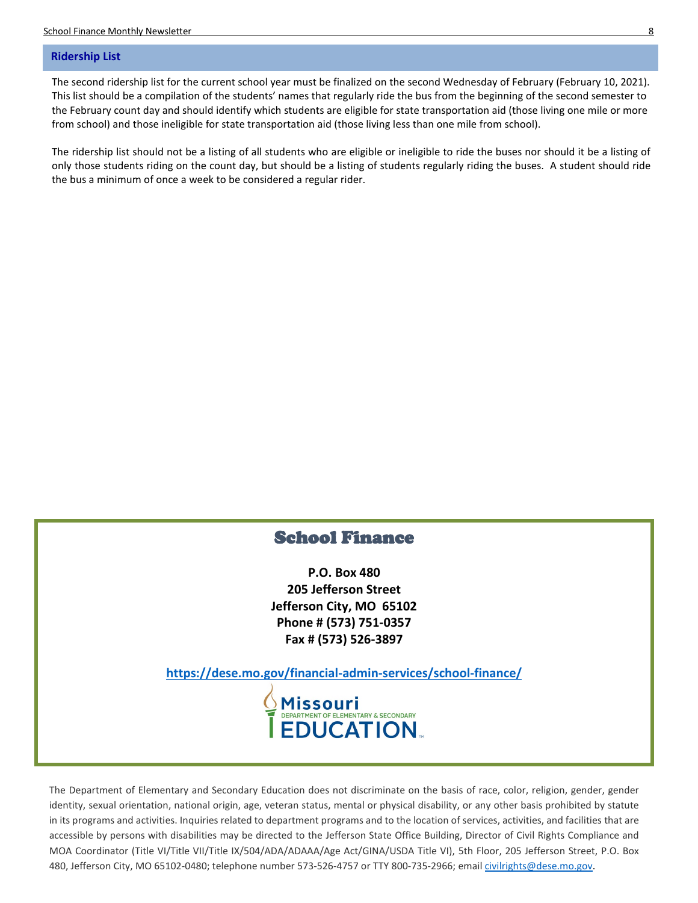## Ridership List

The second ridership list for the current school year must be finalized on the second Wednesday of February (February 10, 2021). This list should be a compilation of the students' names that regularly ride the bus from the beginning of the second semester to the February count day and should identify which students are eligible for state transportation aid (those living one mile or more from school) and those ineligible for state transportation aid (those living less than one mile from school).

The ridership list should not be a listing of all students who are eligible or ineligible to ride the buses nor should it be a listing of only those students riding on the count day, but should be a listing of students regularly riding the buses. A student should ride the bus a minimum of once a week to be considered a regular rider.

## School Finance

**P.O. Box 480**
**205 Jefferson Street**
**Jefferson City, MO 65102**
**Phone # (573) 751-0357**
**Fax # (573) 526-3897**

**https://dese.mo.gov/financial-admin-services/school-finance/**

Missouri DEPARTMENT OF ELEMENTARY & SECONDARY EDUCATION

The Department of Elementary and Secondary Education does not discriminate on the basis of race, color, religion, gender, gender identity, sexual orientation, national origin, age, veteran status, mental or physical disability, or any other basis prohibited by statute in its programs and activities. Inquiries related to department programs and to the location of services, activities, and facilities that are accessible by persons with disabilities may be directed to the Jefferson State Office Building, Director of Civil Rights Compliance and MOA Coordinator (Title VI/Title VII/Title IX/504/ADA/ADAAA/Age Act/GINA/USDA Title VI), 5th Floor, 205 Jefferson Street, P.O. Box 480, Jefferson City, MO 65102-0480; telephone number 573-526-4757 or TTY 800-735-2966; email civilrights@dese.mo.gov.